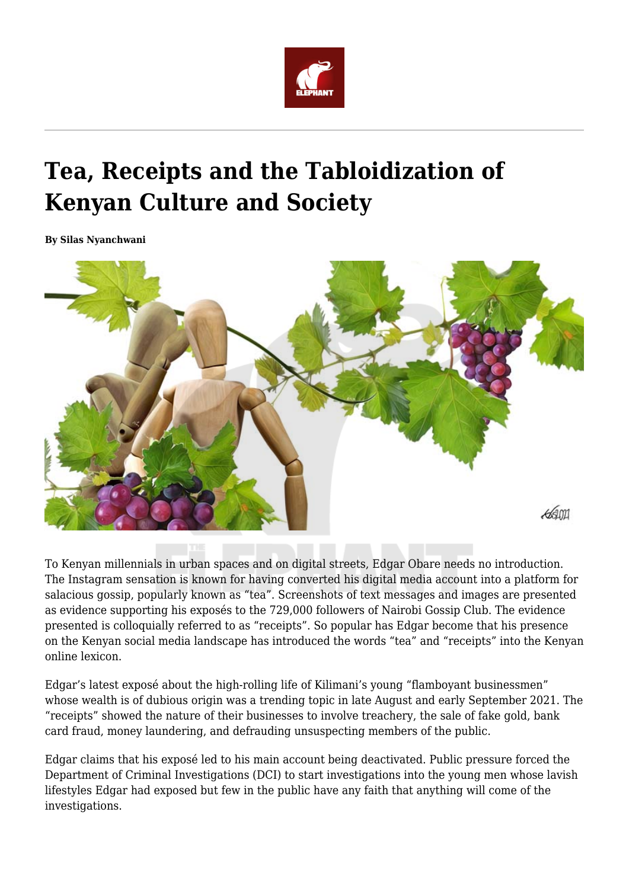# Tea, Receipts and the Tabloidization of Kenyan Culture and Society

**By Silas Nyanchwani**

To Kenyan millennials in urban spaces and on digital streets, Edgar Obare needs no introduction. The Instagram sensation is known for having converted his digital media account into a platform for salacious gossip, popularly known as "tea". Screenshots of text messages and images are presented as evidence supporting his exposés to the 729,000 followers of Nairobi Gossip Club. The evidence presented is colloquially referred to as "receipts". So popular has Edgar become that his presence on the Kenyan social media landscape has introduced the words "tea" and "receipts" into the Kenyan online lexicon.

Edgar's latest exposé about the high-rolling life of Kilimani's young "flamboyant businessmen" whose wealth is of dubious origin was a trending topic in late August and early September 2021. The "receipts" showed the nature of their businesses to involve treachery, the sale of fake gold, bank card fraud, money laundering, and defrauding unsuspecting members of the public.

Edgar claims that his exposé led to his main account being deactivated. Public pressure forced the Department of Criminal Investigations (DCI) to start investigations into the young men whose lavish lifestyles Edgar had exposed but few in the public have any faith that anything will come of the investigations.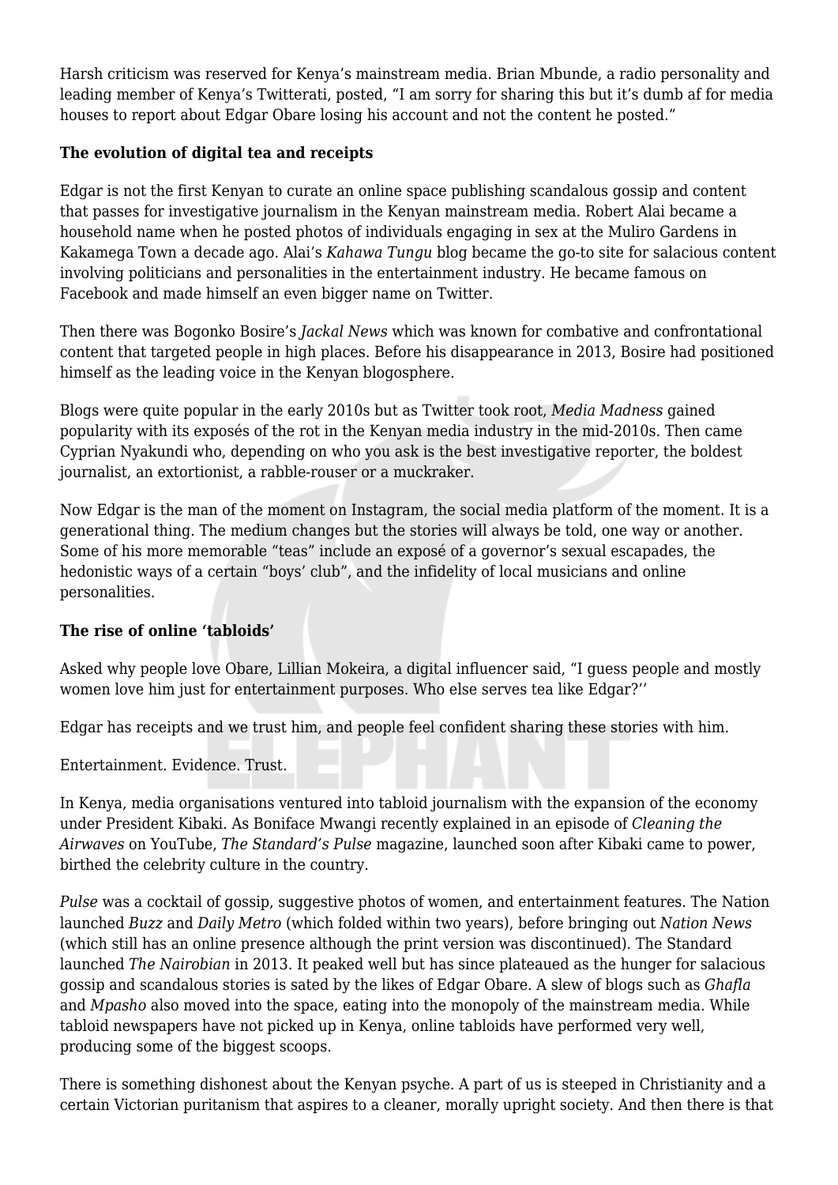Harsh criticism was reserved for Kenya's mainstream media. Brian Mbunde, a radio personality and leading member of Kenya's Twitterati, posted, "I am sorry for sharing this but it's dumb af for media houses to report about Edgar Obare losing his account and not the content he posted."

**The evolution of digital tea and receipts**

Edgar is not the first Kenyan to curate an online space publishing scandalous gossip and content that passes for investigative journalism in the Kenyan mainstream media. Robert Alai became a household name when he posted photos of individuals engaging in sex at the Muliro Gardens in Kakamega Town a decade ago. Alai's *Kahawa Tungu* blog became the go-to site for salacious content involving politicians and personalities in the entertainment industry. He became famous on Facebook and made himself an even bigger name on Twitter.

Then there was Bogonko Bosire's *Jackal News* which was known for combative and confrontational content that targeted people in high places. Before his disappearance in 2013, Bosire had positioned himself as the leading voice in the Kenyan blogosphere.

Blogs were quite popular in the early 2010s but as Twitter took root, *Media Madness* gained popularity with its exposés of the rot in the Kenyan media industry in the mid-2010s. Then came Cyprian Nyakundi who, depending on who you ask is the best investigative reporter, the boldest journalist, an extortionist, a rabble-rouser or a muckraker.

Now Edgar is the man of the moment on Instagram, the social media platform of the moment. It is a generational thing. The medium changes but the stories will always be told, one way or another. Some of his more memorable "teas" include an exposé of a governor's sexual escapades, the hedonistic ways of a certain "boys' club", and the infidelity of local musicians and online personalities.

**The rise of online 'tabloids'**

Asked why people love Obare, Lillian Mokeira, a digital influencer said, "I guess people and mostly women love him just for entertainment purposes. Who else serves tea like Edgar?''

Edgar has receipts and we trust him, and people feel confident sharing these stories with him.

Entertainment. Evidence. Trust.

In Kenya, media organisations ventured into tabloid journalism with the expansion of the economy under President Kibaki. As Boniface Mwangi recently explained in an episode of *Cleaning the Airwaves* on YouTube, *The Standard's Pulse* magazine, launched soon after Kibaki came to power, birthed the celebrity culture in the country.

*Pulse* was a cocktail of gossip, suggestive photos of women, and entertainment features. The Nation launched *Buzz* and *Daily Metro* (which folded within two years), before bringing out *Nation News* (which still has an online presence although the print version was discontinued). The Standard launched *The Nairobian* in 2013. It peaked well but has since plateaued as the hunger for salacious gossip and scandalous stories is sated by the likes of Edgar Obare. A slew of blogs such as *Ghafla* and *Mpasho* also moved into the space, eating into the monopoly of the mainstream media. While tabloid newspapers have not picked up in Kenya, online tabloids have performed very well, producing some of the biggest scoops.

There is something dishonest about the Kenyan psyche. A part of us is steeped in Christianity and a certain Victorian puritanism that aspires to a cleaner, morally upright society. And then there is that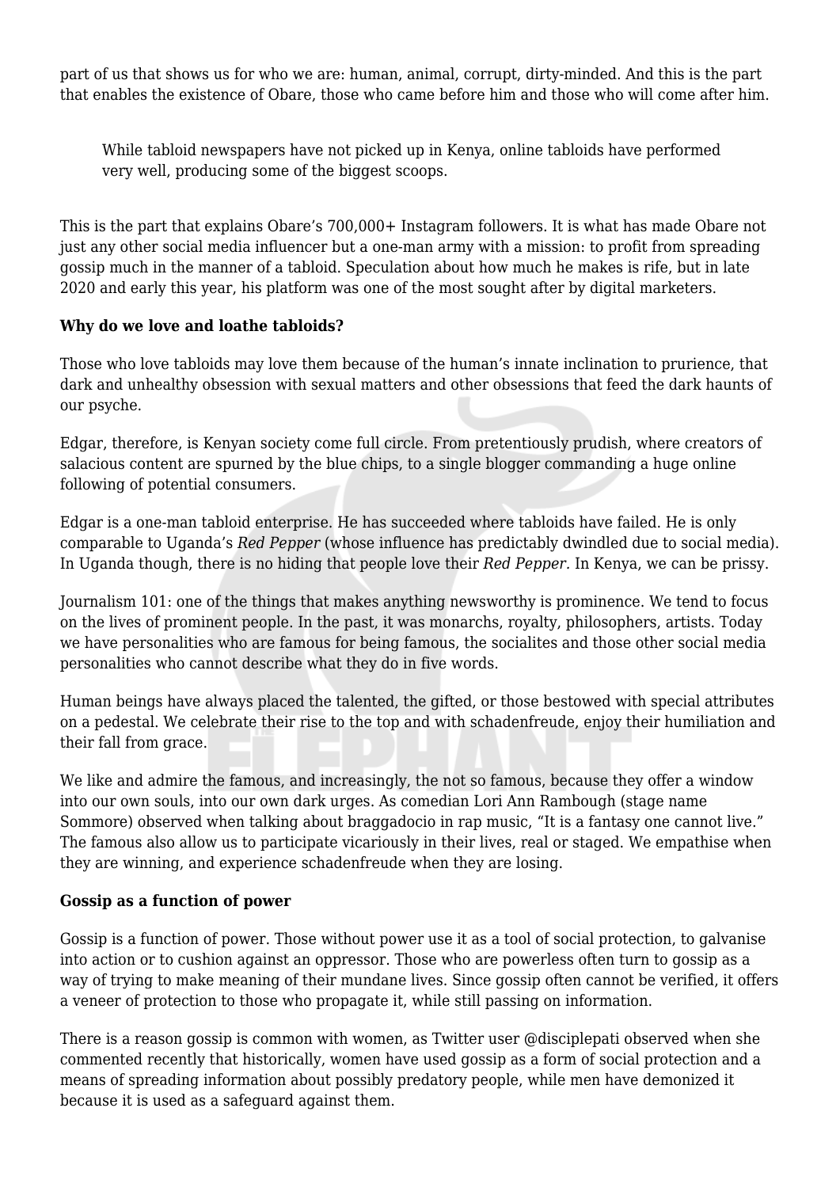part of us that shows us for who we are: human, animal, corrupt, dirty-minded. And this is the part that enables the existence of Obare, those who came before him and those who will come after him.

> While tabloid newspapers have not picked up in Kenya, online tabloids have performed very well, producing some of the biggest scoops.

This is the part that explains Obare's 700,000+ Instagram followers. It is what has made Obare not just any other social media influencer but a one-man army with a mission: to profit from spreading gossip much in the manner of a tabloid. Speculation about how much he makes is rife, but in late 2020 and early this year, his platform was one of the most sought after by digital marketers.

**Why do we love and loathe tabloids?**

Those who love tabloids may love them because of the human's innate inclination to prurience, that dark and unhealthy obsession with sexual matters and other obsessions that feed the dark haunts of our psyche.

Edgar, therefore, is Kenyan society come full circle. From pretentiously prudish, where creators of salacious content are spurned by the blue chips, to a single blogger commanding a huge online following of potential consumers.

Edgar is a one-man tabloid enterprise. He has succeeded where tabloids have failed. He is only comparable to Uganda's *Red Pepper* (whose influence has predictably dwindled due to social media). In Uganda though, there is no hiding that people love their *Red Pepper.* In Kenya, we can be prissy.

Journalism 101: one of the things that makes anything newsworthy is prominence. We tend to focus on the lives of prominent people. In the past, it was monarchs, royalty, philosophers, artists. Today we have personalities who are famous for being famous, the socialites and those other social media personalities who cannot describe what they do in five words.

Human beings have always placed the talented, the gifted, or those bestowed with special attributes on a pedestal. We celebrate their rise to the top and with schadenfreude, enjoy their humiliation and their fall from grace.

We like and admire the famous, and increasingly, the not so famous, because they offer a window into our own souls, into our own dark urges. As comedian Lori Ann Rambough (stage name Sommore) observed when talking about braggadocio in rap music, "It is a fantasy one cannot live." The famous also allow us to participate vicariously in their lives, real or staged. We empathise when they are winning, and experience schadenfreude when they are losing.

**Gossip as a function of power**

Gossip is a function of power. Those without power use it as a tool of social protection, to galvanise into action or to cushion against an oppressor. Those who are powerless often turn to gossip as a way of trying to make meaning of their mundane lives. Since gossip often cannot be verified, it offers a veneer of protection to those who propagate it, while still passing on information.

There is a reason gossip is common with women, as Twitter user @disciplepati observed when she commented recently that historically, women have used gossip as a form of social protection and a means of spreading information about possibly predatory people, while men have demonized it because it is used as a safeguard against them.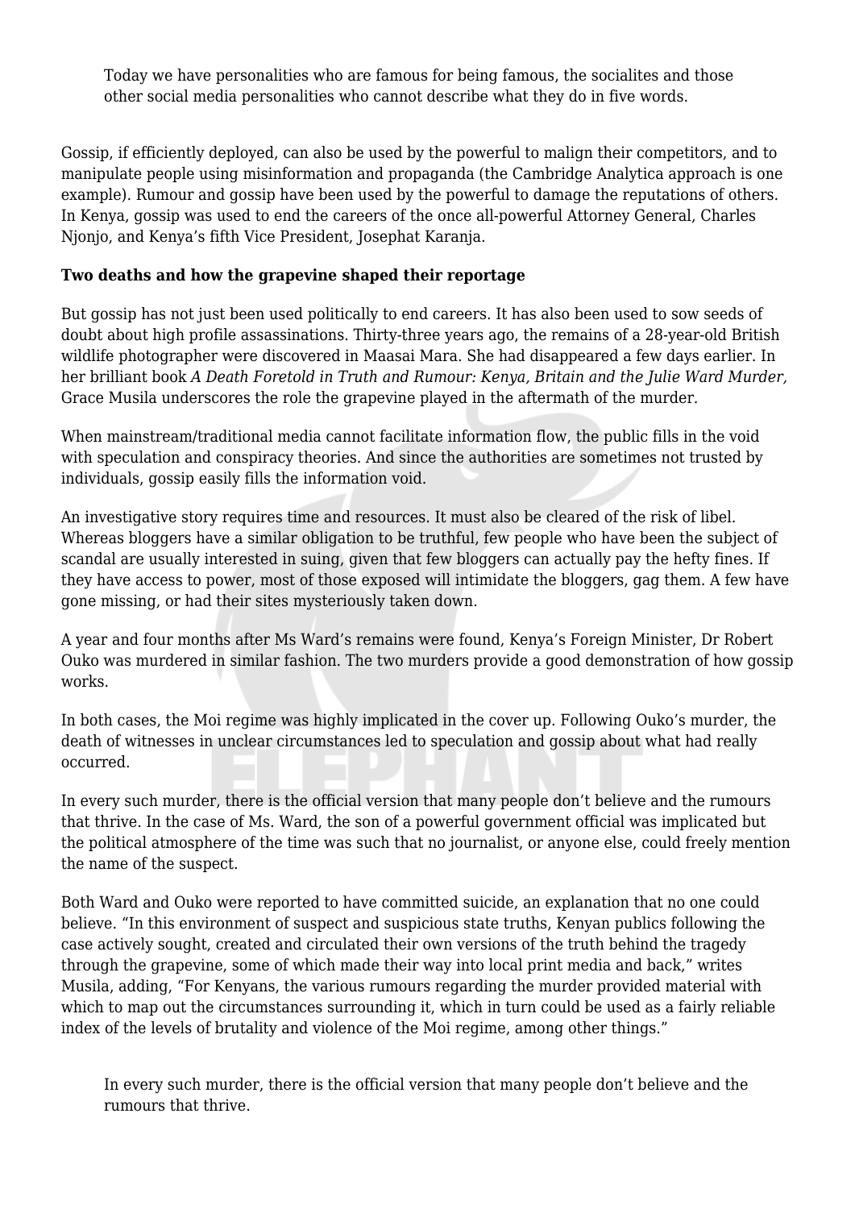> Today we have personalities who are famous for being famous, the socialites and those other social media personalities who cannot describe what they do in five words.

Gossip, if efficiently deployed, can also be used by the powerful to malign their competitors, and to manipulate people using misinformation and propaganda (the Cambridge Analytica approach is one example). Rumour and gossip have been used by the powerful to damage the reputations of others. In Kenya, gossip was used to end the careers of the once all-powerful Attorney General, Charles Njonjo, and Kenya's fifth Vice President, Josephat Karanja.

**Two deaths and how the grapevine shaped their reportage**

But gossip has not just been used politically to end careers. It has also been used to sow seeds of doubt about high profile assassinations. Thirty-three years ago, the remains of a 28-year-old British wildlife photographer were discovered in Maasai Mara. She had disappeared a few days earlier. In her brilliant book *A Death Foretold in Truth and Rumour: Kenya, Britain and the Julie Ward Murder,* Grace Musila underscores the role the grapevine played in the aftermath of the murder.

When mainstream/traditional media cannot facilitate information flow, the public fills in the void with speculation and conspiracy theories. And since the authorities are sometimes not trusted by individuals, gossip easily fills the information void.

An investigative story requires time and resources. It must also be cleared of the risk of libel. Whereas bloggers have a similar obligation to be truthful, few people who have been the subject of scandal are usually interested in suing, given that few bloggers can actually pay the hefty fines. If they have access to power, most of those exposed will intimidate the bloggers, gag them. A few have gone missing, or had their sites mysteriously taken down.

A year and four months after Ms Ward's remains were found, Kenya's Foreign Minister, Dr Robert Ouko was murdered in similar fashion. The two murders provide a good demonstration of how gossip works.

In both cases, the Moi regime was highly implicated in the cover up. Following Ouko's murder, the death of witnesses in unclear circumstances led to speculation and gossip about what had really occurred.

In every such murder, there is the official version that many people don't believe and the rumours that thrive. In the case of Ms. Ward, the son of a powerful government official was implicated but the political atmosphere of the time was such that no journalist, or anyone else, could freely mention the name of the suspect.

Both Ward and Ouko were reported to have committed suicide, an explanation that no one could believe. "In this environment of suspect and suspicious state truths, Kenyan publics following the case actively sought, created and circulated their own versions of the truth behind the tragedy through the grapevine, some of which made their way into local print media and back," writes Musila, adding, "For Kenyans, the various rumours regarding the murder provided material with which to map out the circumstances surrounding it, which in turn could be used as a fairly reliable index of the levels of brutality and violence of the Moi regime, among other things."

> In every such murder, there is the official version that many people don't believe and the rumours that thrive.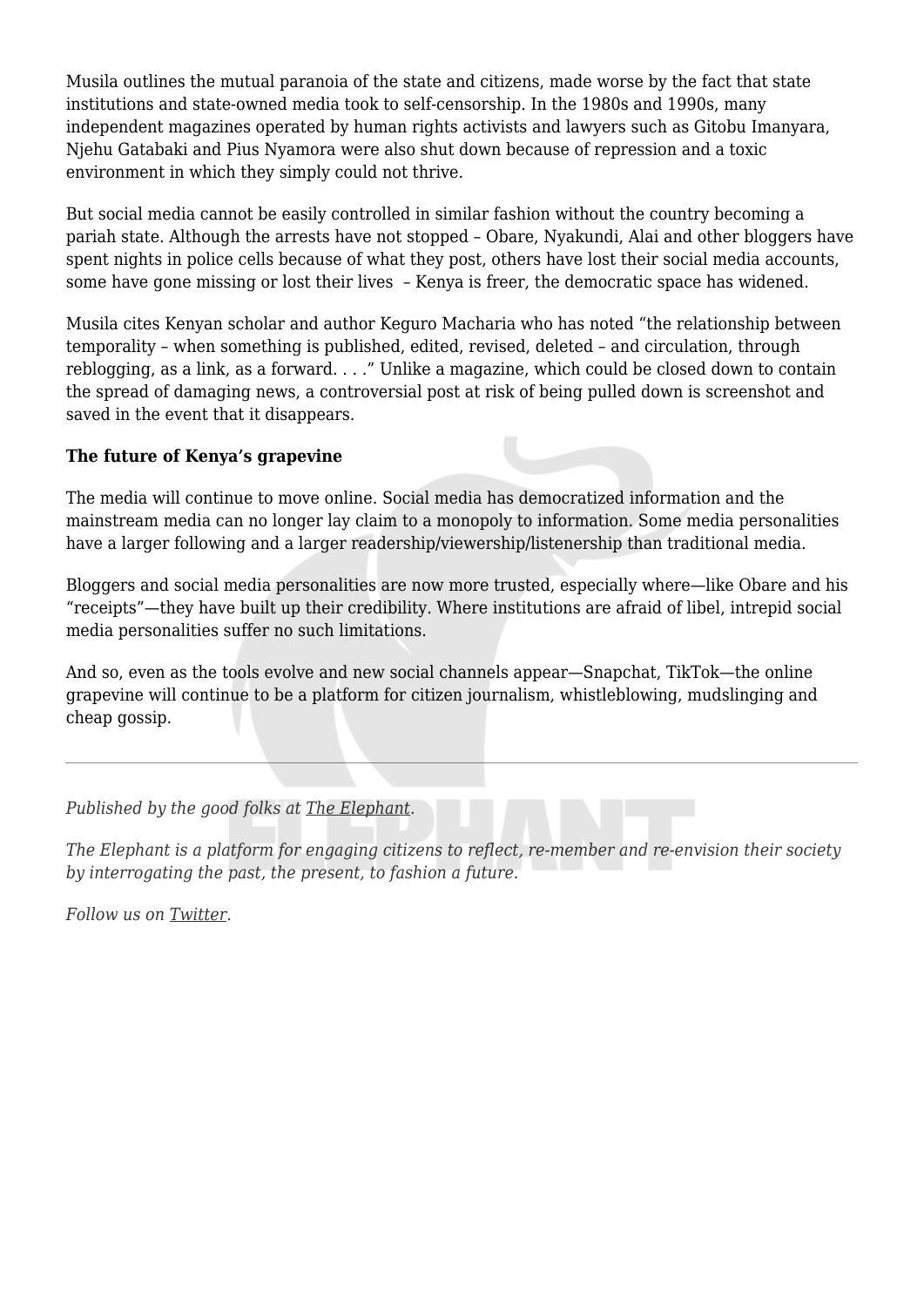Musila outlines the mutual paranoia of the state and citizens, made worse by the fact that state institutions and state-owned media took to self-censorship. In the 1980s and 1990s, many independent magazines operated by human rights activists and lawyers such as Gitobu Imanyara, Njehu Gatabaki and Pius Nyamora were also shut down because of repression and a toxic environment in which they simply could not thrive.

But social media cannot be easily controlled in similar fashion without the country becoming a pariah state. Although the arrests have not stopped – Obare, Nyakundi, Alai and other bloggers have spent nights in police cells because of what they post, others have lost their social media accounts, some have gone missing or lost their lives – Kenya is freer, the democratic space has widened.

Musila cites Kenyan scholar and author Keguro Macharia who has noted "the relationship between temporality – when something is published, edited, revised, deleted – and circulation, through reblogging, as a link, as a forward. . . ." Unlike a magazine, which could be closed down to contain the spread of damaging news, a controversial post at risk of being pulled down is screenshot and saved in the event that it disappears.

**The future of Kenya's grapevine**

The media will continue to move online. Social media has democratized information and the mainstream media can no longer lay claim to a monopoly to information. Some media personalities have a larger following and a larger readership/viewership/listenership than traditional media.

Bloggers and social media personalities are now more trusted, especially where—like Obare and his "receipts"—they have built up their credibility. Where institutions are afraid of libel, intrepid social media personalities suffer no such limitations.

And so, even as the tools evolve and new social channels appear—Snapchat, TikTok—the online grapevine will continue to be a platform for citizen journalism, whistleblowing, mudslinging and cheap gossip.

---

*Published by the good folks at The Elephant.*

*The Elephant is a platform for engaging citizens to reflect, re-member and re-envision their society by interrogating the past, the present, to fashion a future.*

*Follow us on Twitter.*